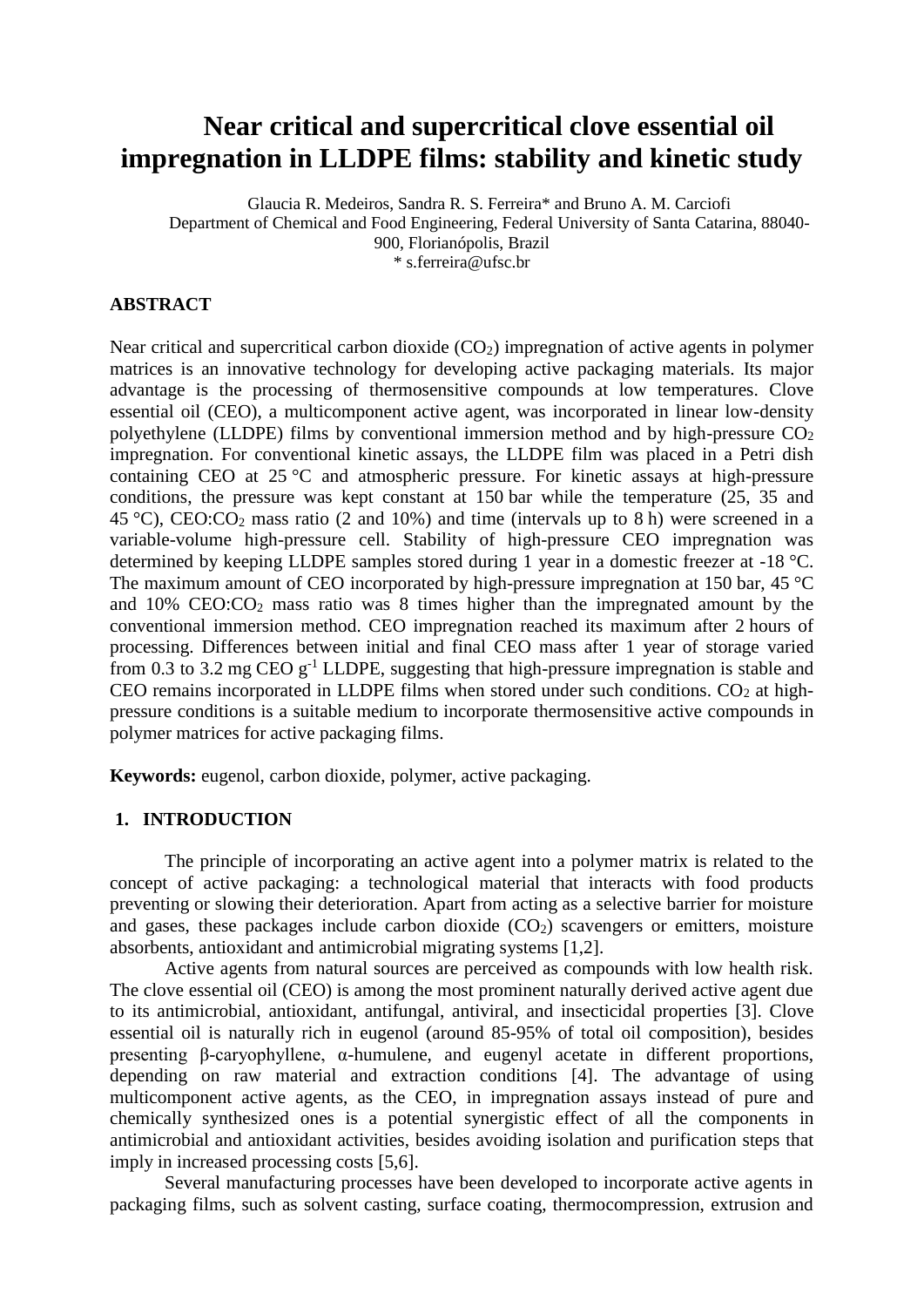# Near critical and supercritical clove essential oil impregnation in LLDPE films: stability and kinetic study

Glaucia R. Medeiros, Sandra R. S. Ferreira* and Bruno A. M. Carciofi
Department of Chemical and Food Engineering, Federal University of Santa Catarina, 88040-900, Florianópolis, Brazil
* s.ferreira@ufsc.br

## ABSTRACT

Near critical and supercritical carbon dioxide ($CO_2$) impregnation of active agents in polymer matrices is an innovative technology for developing active packaging materials. Its major advantage is the processing of thermosensitive compounds at low temperatures. Clove essential oil (CEO), a multicomponent active agent, was incorporated in linear low-density polyethylene (LLDPE) films by conventional immersion method and by high-pressure $CO_2$ impregnation. For conventional kinetic assays, the LLDPE film was placed in a Petri dish containing CEO at 25 °C and atmospheric pressure. For kinetic assays at high-pressure conditions, the pressure was kept constant at 150 bar while the temperature (25, 35 and 45 °C), CEO:$CO_2$ mass ratio (2 and 10%) and time (intervals up to 8 h) were screened in a variable-volume high-pressure cell. Stability of high-pressure CEO impregnation was determined by keeping LLDPE samples stored during 1 year in a domestic freezer at -18 °C. The maximum amount of CEO incorporated by high-pressure impregnation at 150 bar, 45 °C and 10% CEO:$CO_2$ mass ratio was 8 times higher than the impregnated amount by the conventional immersion method. CEO impregnation reached its maximum after 2 hours of processing. Differences between initial and final CEO mass after 1 year of storage varied from 0.3 to 3.2 mg CEO $g^{-1}$ LLDPE, suggesting that high-pressure impregnation is stable and CEO remains incorporated in LLDPE films when stored under such conditions. $CO_2$ at high-pressure conditions is a suitable medium to incorporate thermosensitive active compounds in polymer matrices for active packaging films.

**Keywords:** eugenol, carbon dioxide, polymer, active packaging.

## 1. INTRODUCTION

The principle of incorporating an active agent into a polymer matrix is related to the concept of active packaging: a technological material that interacts with food products preventing or slowing their deterioration. Apart from acting as a selective barrier for moisture and gases, these packages include carbon dioxide ($CO_2$) scavengers or emitters, moisture absorbents, antioxidant and antimicrobial migrating systems [1,2].

Active agents from natural sources are perceived as compounds with low health risk. The clove essential oil (CEO) is among the most prominent naturally derived active agent due to its antimicrobial, antioxidant, antifungal, antiviral, and insecticidal properties [3]. Clove essential oil is naturally rich in eugenol (around 85-95% of total oil composition), besides presenting β-caryophyllene, α-humulene, and eugenyl acetate in different proportions, depending on raw material and extraction conditions [4]. The advantage of using multicomponent active agents, as the CEO, in impregnation assays instead of pure and chemically synthesized ones is a potential synergistic effect of all the components in antimicrobial and antioxidant activities, besides avoiding isolation and purification steps that imply in increased processing costs [5,6].

Several manufacturing processes have been developed to incorporate active agents in packaging films, such as solvent casting, surface coating, thermocompression, extrusion and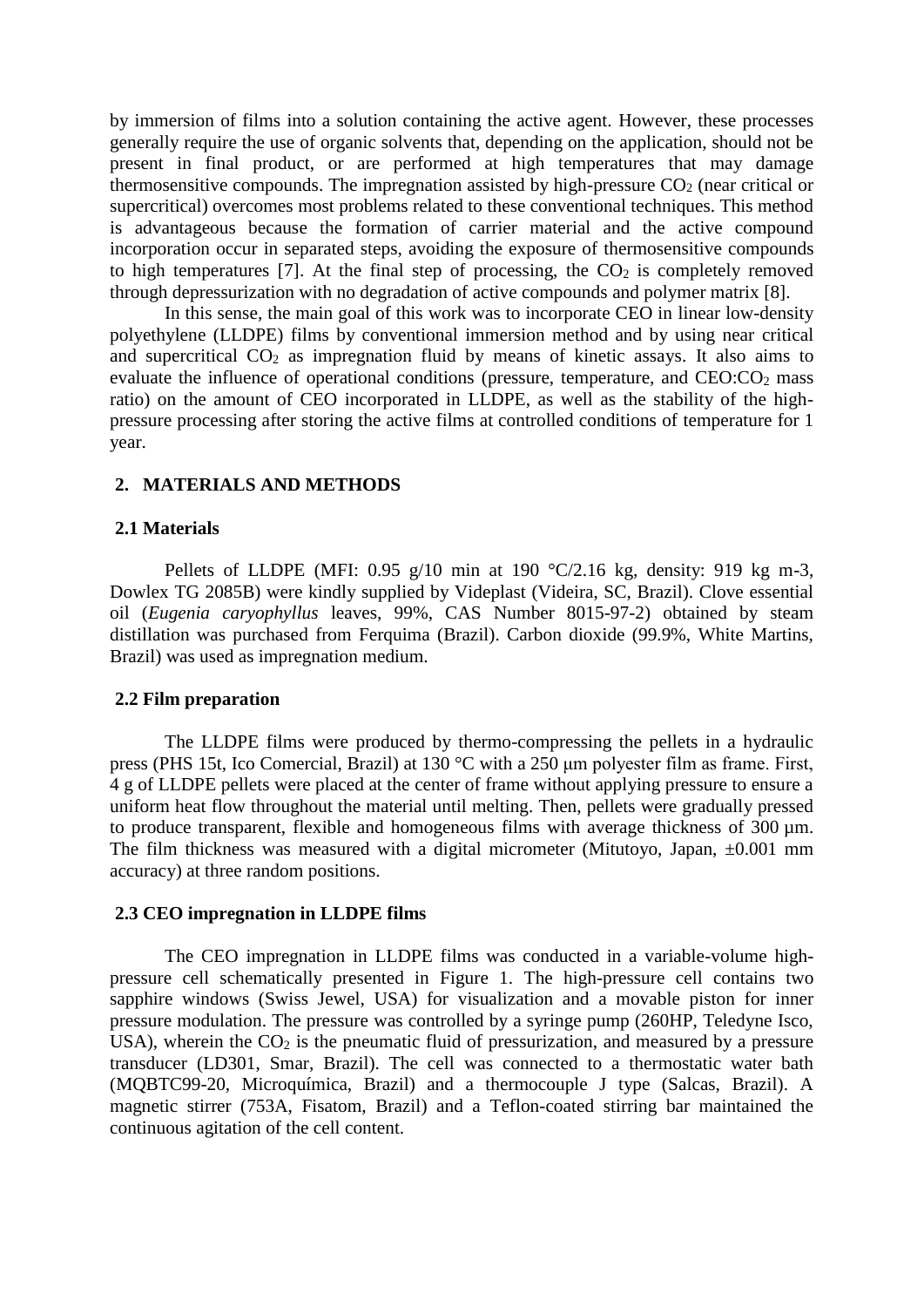by immersion of films into a solution containing the active agent. However, these processes generally require the use of organic solvents that, depending on the application, should not be present in final product, or are performed at high temperatures that may damage thermosensitive compounds. The impregnation assisted by high-pressure $CO_2$ (near critical or supercritical) overcomes most problems related to these conventional techniques. This method is advantageous because the formation of carrier material and the active compound incorporation occur in separated steps, avoiding the exposure of thermosensitive compounds to high temperatures [7]. At the final step of processing, the $CO_2$ is completely removed through depressurization with no degradation of active compounds and polymer matrix [8].

In this sense, the main goal of this work was to incorporate CEO in linear low-density polyethylene (LLDPE) films by conventional immersion method and by using near critical and supercritical $CO_2$ as impregnation fluid by means of kinetic assays. It also aims to evaluate the influence of operational conditions (pressure, temperature, and CEO:$CO_2$ mass ratio) on the amount of CEO incorporated in LLDPE, as well as the stability of the high-pressure processing after storing the active films at controlled conditions of temperature for 1 year.

## 2. MATERIALS AND METHODS

### 2.1 Materials

Pellets of LLDPE (MFI: 0.95 g/10 min at 190 °C/2.16 kg, density: 919 kg m-3, Dowlex TG 2085B) were kindly supplied by Videplast (Videira, SC, Brazil). Clove essential oil (*Eugenia caryophyllus* leaves, 99%, CAS Number 8015-97-2) obtained by steam distillation was purchased from Ferquima (Brazil). Carbon dioxide (99.9%, White Martins, Brazil) was used as impregnation medium.

### 2.2 Film preparation

The LLDPE films were produced by thermo-compressing the pellets in a hydraulic press (PHS 15t, Ico Comercial, Brazil) at 130 °C with a 250 μm polyester film as frame. First, 4 g of LLDPE pellets were placed at the center of frame without applying pressure to ensure a uniform heat flow throughout the material until melting. Then, pellets were gradually pressed to produce transparent, flexible and homogeneous films with average thickness of 300 μm. The film thickness was measured with a digital micrometer (Mitutoyo, Japan, ±0.001 mm accuracy) at three random positions.

### 2.3 CEO impregnation in LLDPE films

The CEO impregnation in LLDPE films was conducted in a variable-volume high-pressure cell schematically presented in Figure 1. The high-pressure cell contains two sapphire windows (Swiss Jewel, USA) for visualization and a movable piston for inner pressure modulation. The pressure was controlled by a syringe pump (260HP, Teledyne Isco, USA), wherein the $CO_2$ is the pneumatic fluid of pressurization, and measured by a pressure transducer (LD301, Smar, Brazil). The cell was connected to a thermostatic water bath (MQBTC99-20, Microquímica, Brazil) and a thermocouple J type (Salcas, Brazil). A magnetic stirrer (753A, Fisatom, Brazil) and a Teflon-coated stirring bar maintained the continuous agitation of the cell content.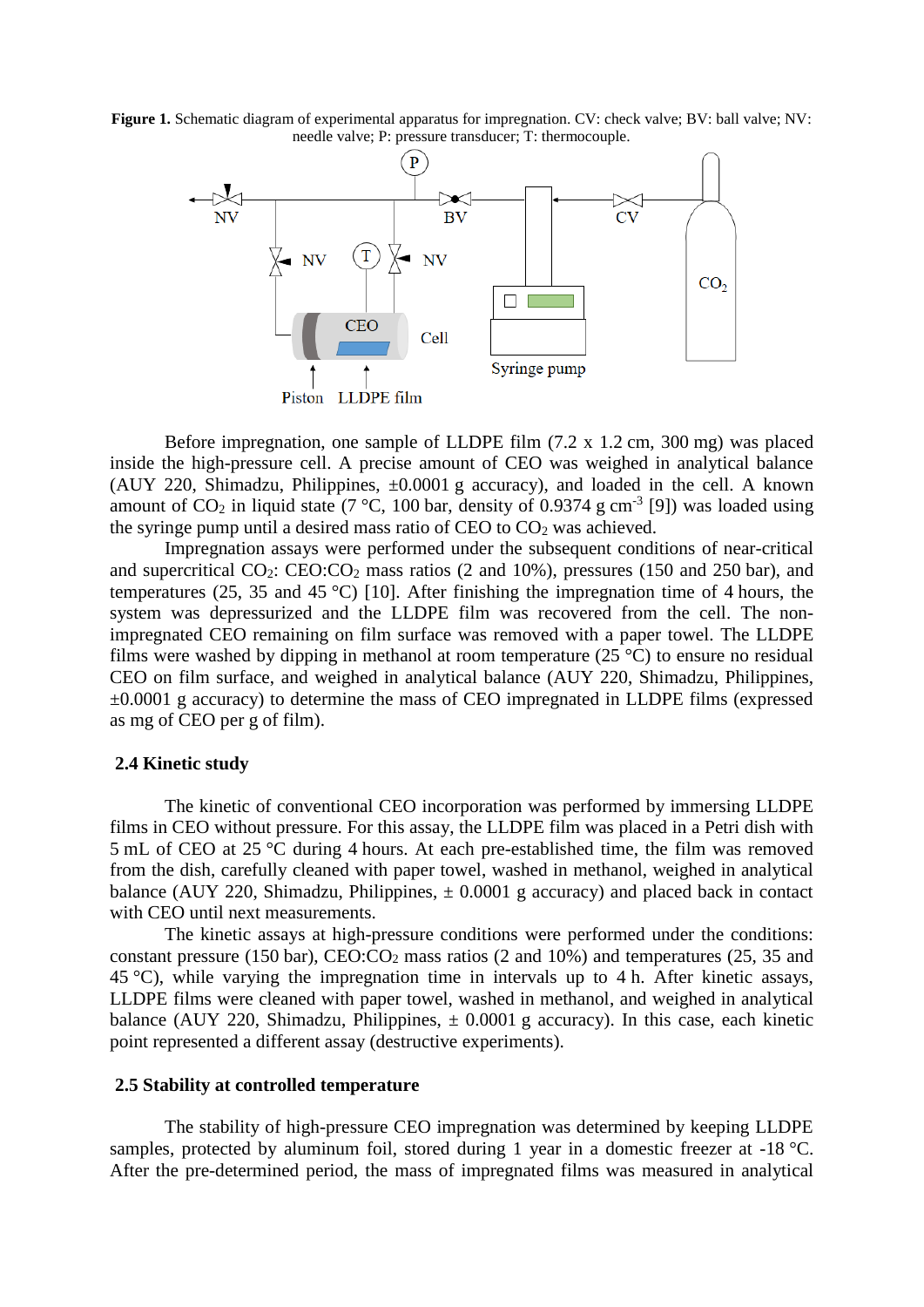**Figure 1.** Schematic diagram of experimental apparatus for impregnation. CV: check valve; BV: ball valve; NV: needle valve; P: pressure transducer; T: thermocouple.

Before impregnation, one sample of LLDPE film (7.2 x 1.2 cm, 300 mg) was placed inside the high-pressure cell. A precise amount of CEO was weighed in analytical balance (AUY 220, Shimadzu, Philippines, ±0.0001 g accuracy), and loaded in the cell. A known amount of $CO_2$ in liquid state (7 °C, 100 bar, density of 0.9374 g cm$^{-3}$ [9]) was loaded using the syringe pump until a desired mass ratio of CEO to $CO_2$ was achieved.

Impregnation assays were performed under the subsequent conditions of near-critical and supercritical $CO_2$: CEO:$CO_2$ mass ratios (2 and 10%), pressures (150 and 250 bar), and temperatures (25, 35 and 45 °C) [10]. After finishing the impregnation time of 4 hours, the system was depressurized and the LLDPE film was recovered from the cell. The non-impregnated CEO remaining on film surface was removed with a paper towel. The LLDPE films were washed by dipping in methanol at room temperature (25 °C) to ensure no residual CEO on film surface, and weighed in analytical balance (AUY 220, Shimadzu, Philippines, ±0.0001 g accuracy) to determine the mass of CEO impregnated in LLDPE films (expressed as mg of CEO per g of film).

## 2.4 Kinetic study

The kinetic of conventional CEO incorporation was performed by immersing LLDPE films in CEO without pressure. For this assay, the LLDPE film was placed in a Petri dish with 5 mL of CEO at 25 °C during 4 hours. At each pre-established time, the film was removed from the dish, carefully cleaned with paper towel, washed in methanol, weighed in analytical balance (AUY 220, Shimadzu, Philippines, ± 0.0001 g accuracy) and placed back in contact with CEO until next measurements.

The kinetic assays at high-pressure conditions were performed under the conditions: constant pressure (150 bar), CEO:$CO_2$ mass ratios (2 and 10%) and temperatures (25, 35 and 45 °C), while varying the impregnation time in intervals up to 4 h. After kinetic assays, LLDPE films were cleaned with paper towel, washed in methanol, and weighed in analytical balance (AUY 220, Shimadzu, Philippines, ± 0.0001 g accuracy). In this case, each kinetic point represented a different assay (destructive experiments).

## 2.5 Stability at controlled temperature

The stability of high-pressure CEO impregnation was determined by keeping LLDPE samples, protected by aluminum foil, stored during 1 year in a domestic freezer at -18 °C. After the pre-determined period, the mass of impregnated films was measured in analytical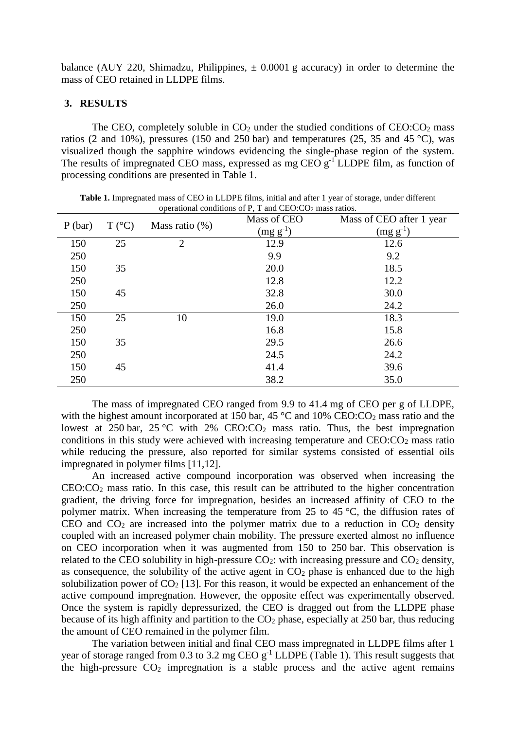balance (AUY 220, Shimadzu, Philippines, ± 0.0001 g accuracy) in order to determine the mass of CEO retained in LLDPE films.

## 3. RESULTS

The CEO, completely soluble in $CO_2$ under the studied conditions of CEO:$CO_2$ mass ratios (2 and 10%), pressures (150 and 250 bar) and temperatures (25, 35 and 45 °C), was visualized though the sapphire windows evidencing the single-phase region of the system. The results of impregnated CEO mass, expressed as mg CEO $g^{-1}$ LLDPE film, as function of processing conditions are presented in Table 1.

**Table 1.** Impregnated mass of CEO in LLDPE films, initial and after 1 year of storage, under different operational conditions of P, T and CEO:$CO_2$ mass ratios.

| P (bar) | T (°C) | Mass ratio (%) | Mass of CEO (mg $g^{-1}$) | Mass of CEO after 1 year (mg $g^{-1}$) |
|---|---|---|---|---|
| 150 | 25 | 2 | 12.9 | 12.6 |
| 250 | | | 9.9 | 9.2 |
| 150 | 35 | | 20.0 | 18.5 |
| 250 | | | 12.8 | 12.2 |
| 150 | 45 | | 32.8 | 30.0 |
| 250 | | | 26.0 | 24.2 |
| 150 | 25 | 10 | 19.0 | 18.3 |
| 250 | | | 16.8 | 15.8 |
| 150 | 35 | | 29.5 | 26.6 |
| 250 | | | 24.5 | 24.2 |
| 150 | 45 | | 41.4 | 39.6 |
| 250 | | | 38.2 | 35.0 |

The mass of impregnated CEO ranged from 9.9 to 41.4 mg of CEO per g of LLDPE, with the highest amount incorporated at 150 bar, 45 °C and 10% CEO:$CO_2$ mass ratio and the lowest at 250 bar, 25 °C with 2% CEO:$CO_2$ mass ratio. Thus, the best impregnation conditions in this study were achieved with increasing temperature and CEO:$CO_2$ mass ratio while reducing the pressure, also reported for similar systems consisted of essential oils impregnated in polymer films [11,12].

An increased active compound incorporation was observed when increasing the CEO:$CO_2$ mass ratio. In this case, this result can be attributed to the higher concentration gradient, the driving force for impregnation, besides an increased affinity of CEO to the polymer matrix. When increasing the temperature from 25 to 45 °C, the diffusion rates of CEO and $CO_2$ are increased into the polymer matrix due to a reduction in $CO_2$ density coupled with an increased polymer chain mobility. The pressure exerted almost no influence on CEO incorporation when it was augmented from 150 to 250 bar. This observation is related to the CEO solubility in high-pressure $CO_2$: with increasing pressure and $CO_2$ density, as consequence, the solubility of the active agent in $CO_2$ phase is enhanced due to the high solubilization power of $CO_2$ [13]. For this reason, it would be expected an enhancement of the active compound impregnation. However, the opposite effect was experimentally observed. Once the system is rapidly depressurized, the CEO is dragged out from the LLDPE phase because of its high affinity and partition to the $CO_2$ phase, especially at 250 bar, thus reducing the amount of CEO remained in the polymer film.

The variation between initial and final CEO mass impregnated in LLDPE films after 1 year of storage ranged from 0.3 to 3.2 mg CEO $g^{-1}$ LLDPE (Table 1). This result suggests that the high-pressure $CO_2$ impregnation is a stable process and the active agent remains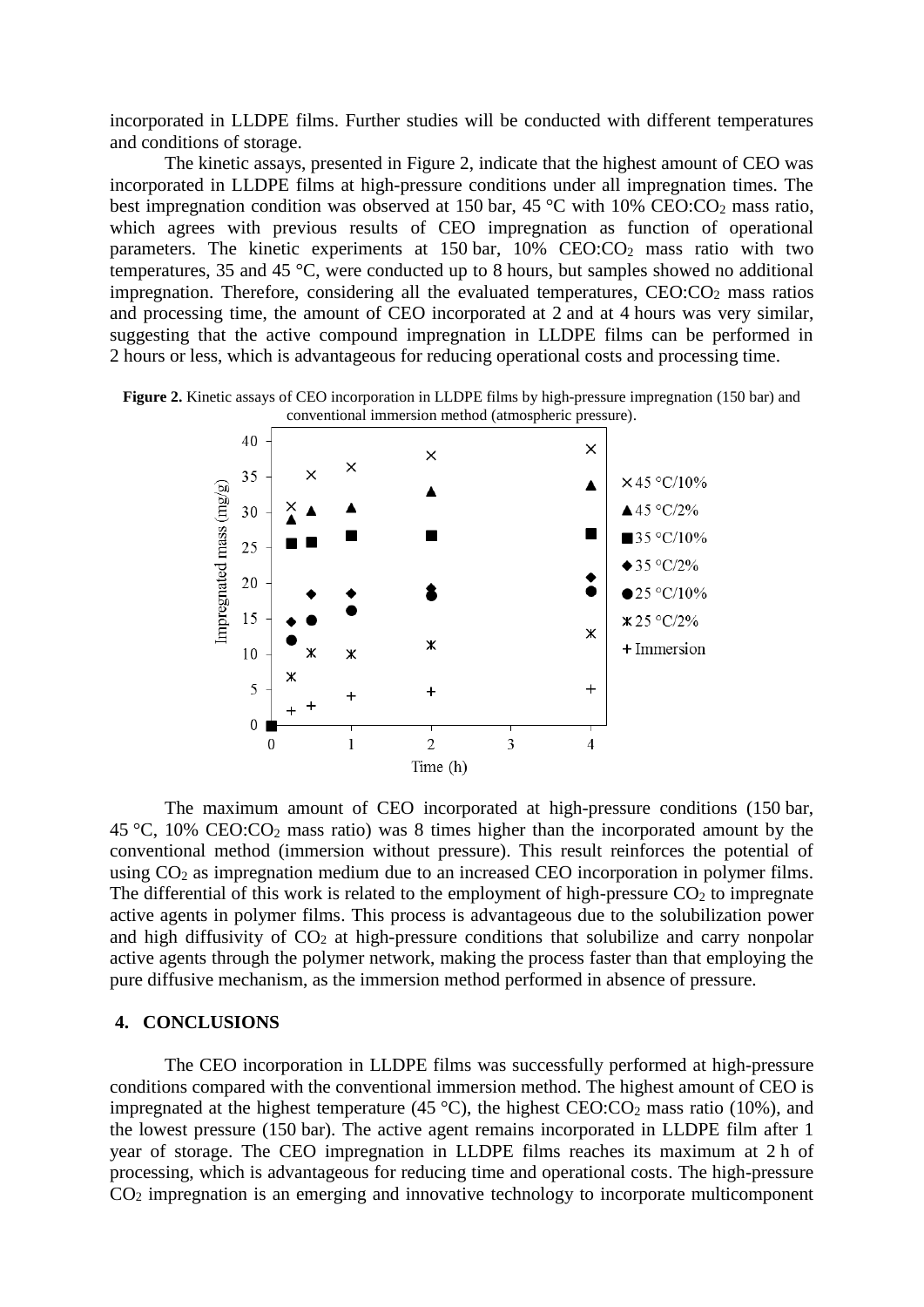incorporated in LLDPE films. Further studies will be conducted with different temperatures and conditions of storage.

The kinetic assays, presented in Figure 2, indicate that the highest amount of CEO was incorporated in LLDPE films at high-pressure conditions under all impregnation times. The best impregnation condition was observed at 150 bar, 45 °C with 10% CEO:$CO_2$ mass ratio, which agrees with previous results of CEO impregnation as function of operational parameters. The kinetic experiments at 150 bar, 10% CEO:$CO_2$ mass ratio with two temperatures, 35 and 45 °C, were conducted up to 8 hours, but samples showed no additional impregnation. Therefore, considering all the evaluated temperatures, CEO:$CO_2$ mass ratios and processing time, the amount of CEO incorporated at 2 and at 4 hours was very similar, suggesting that the active compound impregnation in LLDPE films can be performed in 2 hours or less, which is advantageous for reducing operational costs and processing time.

**Figure 2.** Kinetic assays of CEO incorporation in LLDPE films by high-pressure impregnation (150 bar) and conventional immersion method (atmospheric pressure).

The maximum amount of CEO incorporated at high-pressure conditions (150 bar, 45 °C, 10% CEO:$CO_2$ mass ratio) was 8 times higher than the incorporated amount by the conventional method (immersion without pressure). This result reinforces the potential of using $CO_2$ as impregnation medium due to an increased CEO incorporation in polymer films. The differential of this work is related to the employment of high-pressure $CO_2$ to impregnate active agents in polymer films. This process is advantageous due to the solubilization power and high diffusivity of $CO_2$ at high-pressure conditions that solubilize and carry nonpolar active agents through the polymer network, making the process faster than that employing the pure diffusive mechanism, as the immersion method performed in absence of pressure.

## 4. CONCLUSIONS

The CEO incorporation in LLDPE films was successfully performed at high-pressure conditions compared with the conventional immersion method. The highest amount of CEO is impregnated at the highest temperature (45 °C), the highest CEO:$CO_2$ mass ratio (10%), and the lowest pressure (150 bar). The active agent remains incorporated in LLDPE film after 1 year of storage. The CEO impregnation in LLDPE films reaches its maximum at 2 h of processing, which is advantageous for reducing time and operational costs. The high-pressure $CO_2$ impregnation is an emerging and innovative technology to incorporate multicomponent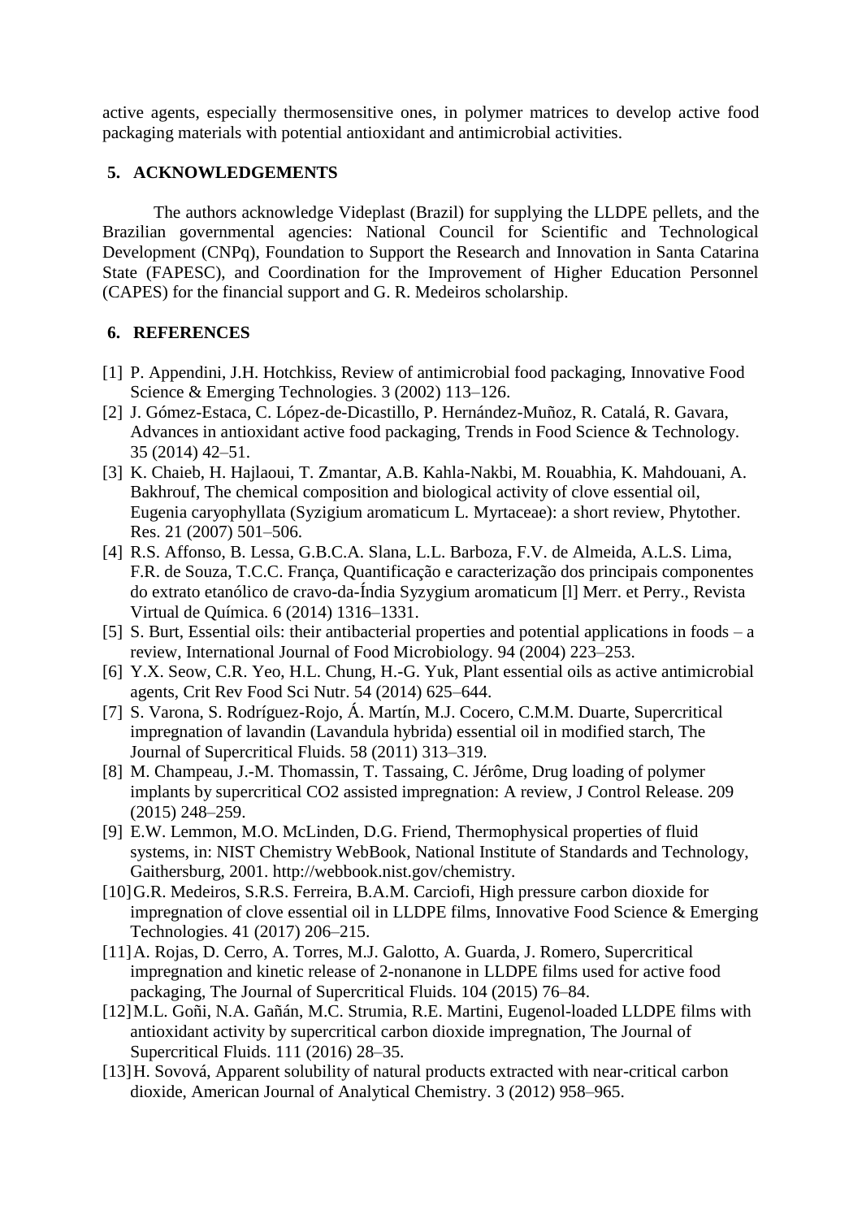active agents, especially thermosensitive ones, in polymer matrices to develop active food packaging materials with potential antioxidant and antimicrobial activities.

## 5. ACKNOWLEDGEMENTS

The authors acknowledge Videplast (Brazil) for supplying the LLDPE pellets, and the Brazilian governmental agencies: National Council for Scientific and Technological Development (CNPq), Foundation to Support the Research and Innovation in Santa Catarina State (FAPESC), and Coordination for the Improvement of Higher Education Personnel (CAPES) for the financial support and G. R. Medeiros scholarship.

## 6. REFERENCES

[1] P. Appendini, J.H. Hotchkiss, Review of antimicrobial food packaging, Innovative Food Science & Emerging Technologies. 3 (2002) 113–126.

[2] J. Gómez-Estaca, C. López-de-Dicastillo, P. Hernández-Muñoz, R. Catalá, R. Gavara, Advances in antioxidant active food packaging, Trends in Food Science & Technology. 35 (2014) 42–51.

[3] K. Chaieb, H. Hajlaoui, T. Zmantar, A.B. Kahla-Nakbi, M. Rouabhia, K. Mahdouani, A. Bakhrouf, The chemical composition and biological activity of clove essential oil, Eugenia caryophyllata (Syzigium aromaticum L. Myrtaceae): a short review, Phytother. Res. 21 (2007) 501–506.

[4] R.S. Affonso, B. Lessa, G.B.C.A. Slana, L.L. Barboza, F.V. de Almeida, A.L.S. Lima, F.R. de Souza, T.C.C. França, Quantificação e caracterização dos principais componentes do extrato etanólico de cravo-da-Índia Syzygium aromaticum [l] Merr. et Perry., Revista Virtual de Química. 6 (2014) 1316–1331.

[5] S. Burt, Essential oils: their antibacterial properties and potential applications in foods – a review, International Journal of Food Microbiology. 94 (2004) 223–253.

[6] Y.X. Seow, C.R. Yeo, H.L. Chung, H.-G. Yuk, Plant essential oils as active antimicrobial agents, Crit Rev Food Sci Nutr. 54 (2014) 625–644.

[7] S. Varona, S. Rodríguez-Rojo, Á. Martín, M.J. Cocero, C.M.M. Duarte, Supercritical impregnation of lavandin (Lavandula hybrida) essential oil in modified starch, The Journal of Supercritical Fluids. 58 (2011) 313–319.

[8] M. Champeau, J.-M. Thomassin, T. Tassaing, C. Jérôme, Drug loading of polymer implants by supercritical CO2 assisted impregnation: A review, J Control Release. 209 (2015) 248–259.

[9] E.W. Lemmon, M.O. McLinden, D.G. Friend, Thermophysical properties of fluid systems, in: NIST Chemistry WebBook, National Institute of Standards and Technology, Gaithersburg, 2001. http://webbook.nist.gov/chemistry.

[10] G.R. Medeiros, S.R.S. Ferreira, B.A.M. Carciofi, High pressure carbon dioxide for impregnation of clove essential oil in LLDPE films, Innovative Food Science & Emerging Technologies. 41 (2017) 206–215.

[11] A. Rojas, D. Cerro, A. Torres, M.J. Galotto, A. Guarda, J. Romero, Supercritical impregnation and kinetic release of 2-nonanone in LLDPE films used for active food packaging, The Journal of Supercritical Fluids. 104 (2015) 76–84.

[12] M.L. Goñi, N.A. Gañán, M.C. Strumia, R.E. Martini, Eugenol-loaded LLDPE films with antioxidant activity by supercritical carbon dioxide impregnation, The Journal of Supercritical Fluids. 111 (2016) 28–35.

[13] H. Sovová, Apparent solubility of natural products extracted with near-critical carbon dioxide, American Journal of Analytical Chemistry. 3 (2012) 958–965.